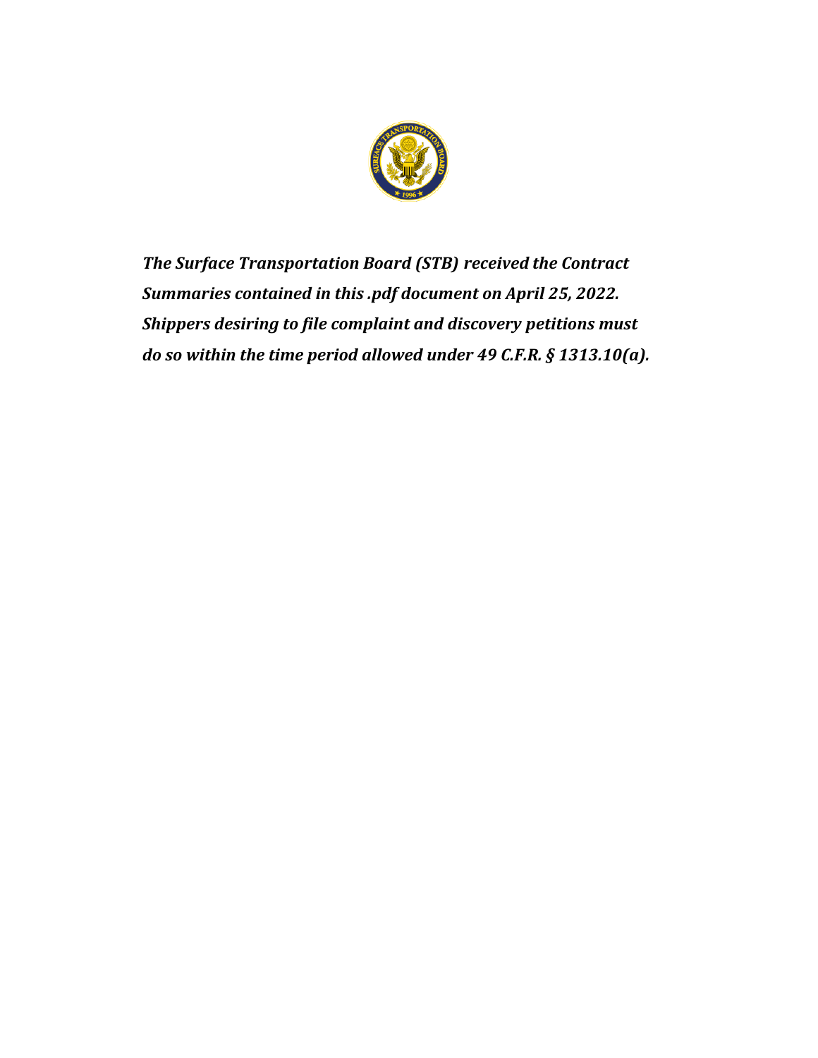*The Surface Transportation Board (STB) received the Contract Summaries contained in this .pdf document on April 25, 2022. Shippers desiring to file complaint and discovery petitions must do so within the time period allowed under 49 C.F.R. § 1313.10(a).*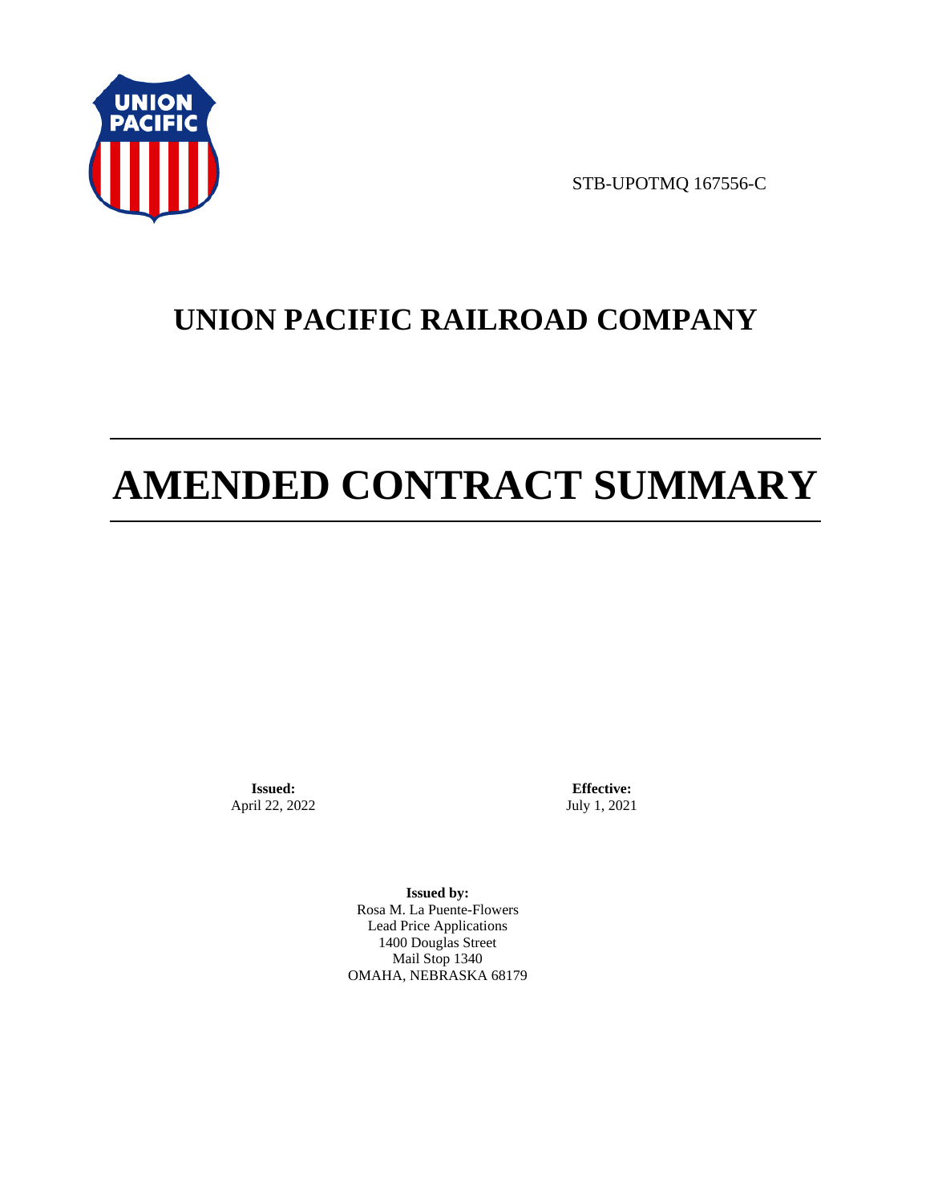STB-UPOTMQ 167556-C

# UNION PACIFIC RAILROAD COMPANY

# AMENDED CONTRACT SUMMARY

**Issued:**
April 22, 2022

**Effective:**
July 1, 2021

**Issued by:**
Rosa M. La Puente-Flowers
Lead Price Applications
1400 Douglas Street
Mail Stop 1340
OMAHA, NEBRASKA 68179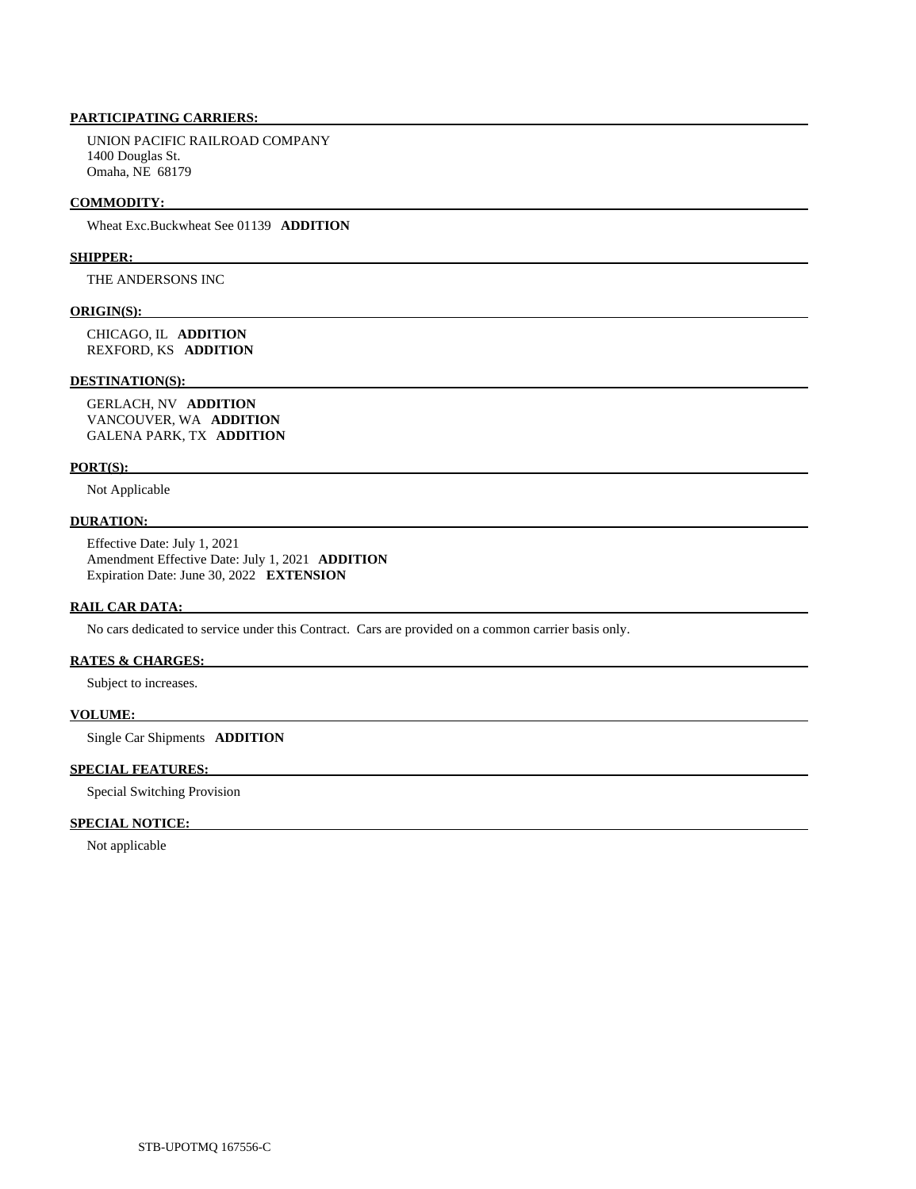**PARTICIPATING CARRIERS:**

UNION PACIFIC RAILROAD COMPANY
1400 Douglas St.
Omaha, NE 68179

**COMMODITY:**

Wheat Exc.Buckwheat See 01139 **ADDITION**

**SHIPPER:**

THE ANDERSONS INC

**ORIGIN(S):**

CHICAGO, IL **ADDITION**
REXFORD, KS **ADDITION**

**DESTINATION(S):**

GERLACH, NV **ADDITION**
VANCOUVER, WA **ADDITION**
GALENA PARK, TX **ADDITION**

**PORT(S):**

Not Applicable

**DURATION:**

Effective Date: July 1, 2021
Amendment Effective Date: July 1, 2021 **ADDITION**
Expiration Date: June 30, 2022 **EXTENSION**

**RAIL CAR DATA:**

No cars dedicated to service under this Contract. Cars are provided on a common carrier basis only.

**RATES & CHARGES:**

Subject to increases.

**VOLUME:**

Single Car Shipments **ADDITION**

**SPECIAL FEATURES:**

Special Switching Provision

**SPECIAL NOTICE:**

Not applicable

STB-UPOTMQ 167556-C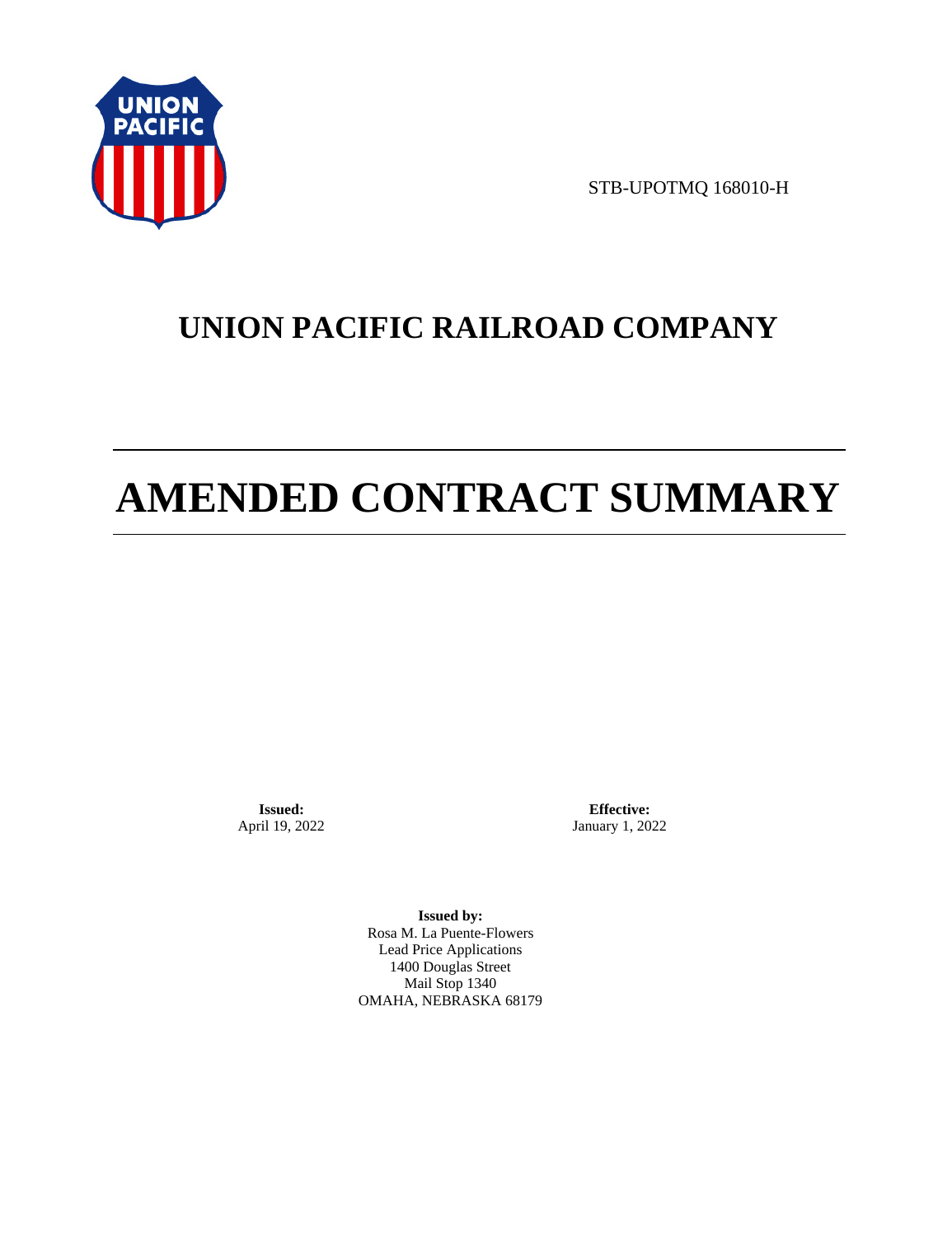STB-UPOTMQ 168010-H

# UNION PACIFIC RAILROAD COMPANY

# AMENDED CONTRACT SUMMARY

**Issued:**
April 19, 2022

**Effective:**
January 1, 2022

**Issued by:**
Rosa M. La Puente-Flowers
Lead Price Applications
1400 Douglas Street
Mail Stop 1340
OMAHA, NEBRASKA 68179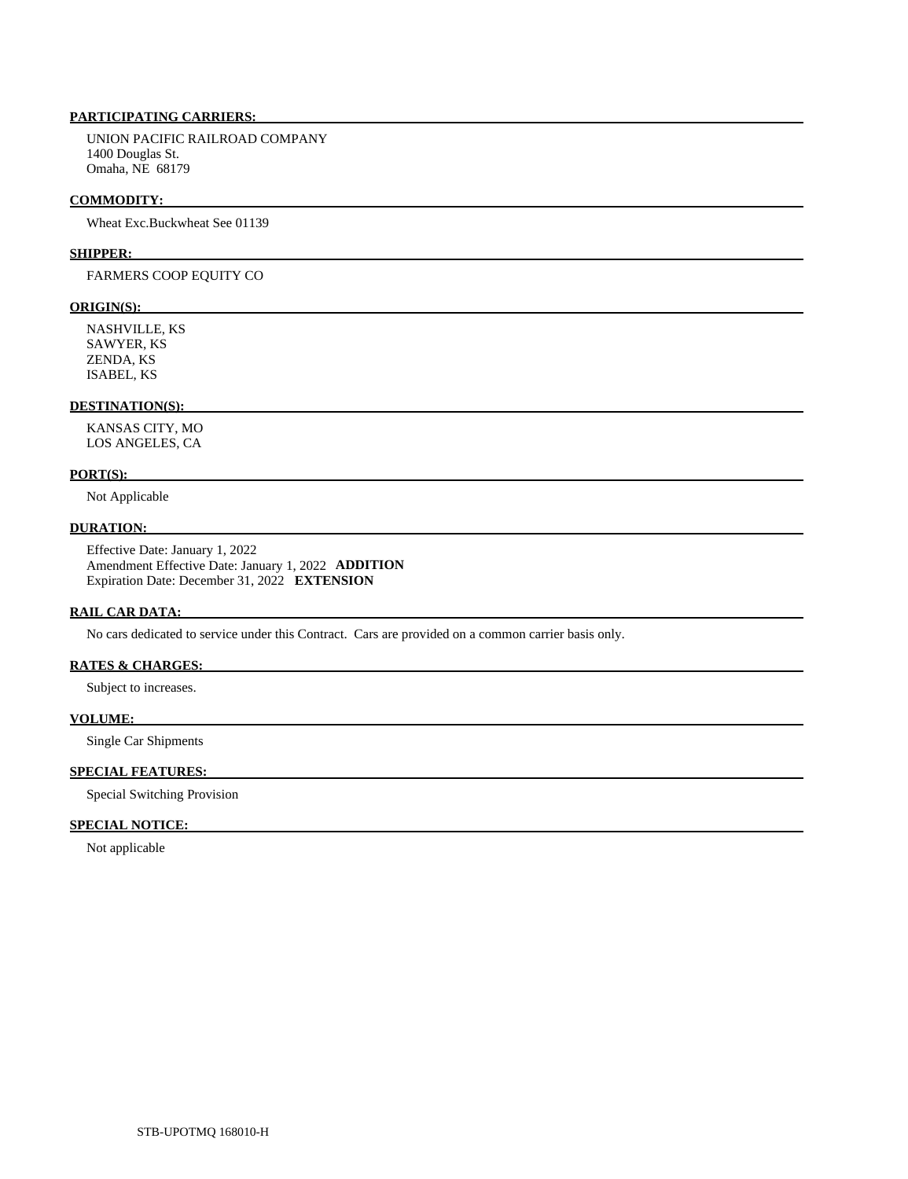**PARTICIPATING CARRIERS:**

UNION PACIFIC RAILROAD COMPANY
1400 Douglas St.
Omaha, NE 68179

**COMMODITY:**

Wheat Exc.Buckwheat See 01139

**SHIPPER:**

FARMERS COOP EQUITY CO

**ORIGIN(S):**

NASHVILLE, KS
SAWYER, KS
ZENDA, KS
ISABEL, KS

**DESTINATION(S):**

KANSAS CITY, MO
LOS ANGELES, CA

**PORT(S):**

Not Applicable

**DURATION:**

Effective Date: January 1, 2022
Amendment Effective Date: January 1, 2022 **ADDITION**
Expiration Date: December 31, 2022 **EXTENSION**

**RAIL CAR DATA:**

No cars dedicated to service under this Contract. Cars are provided on a common carrier basis only.

**RATES & CHARGES:**

Subject to increases.

**VOLUME:**

Single Car Shipments

**SPECIAL FEATURES:**

Special Switching Provision

**SPECIAL NOTICE:**

Not applicable

STB-UPOTMQ 168010-H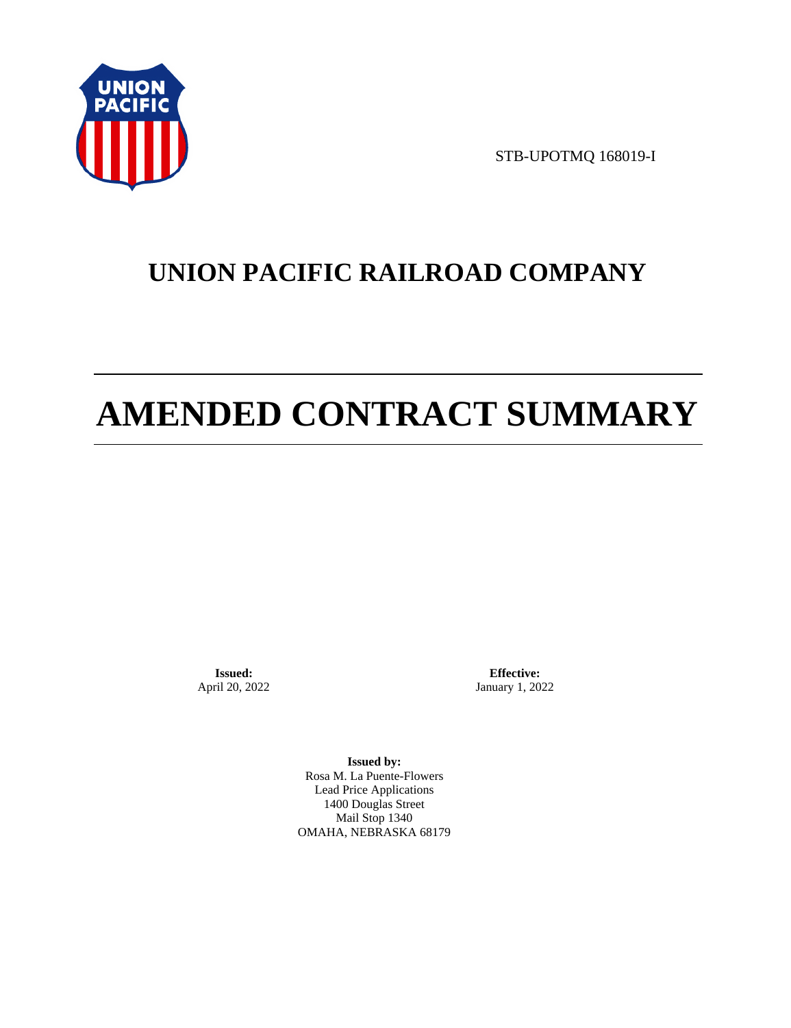STB-UPOTMQ 168019-I

# UNION PACIFIC RAILROAD COMPANY

# AMENDED CONTRACT SUMMARY

**Issued:**
April 20, 2022

**Effective:**
January 1, 2022

**Issued by:**
Rosa M. La Puente-Flowers
Lead Price Applications
1400 Douglas Street
Mail Stop 1340
OMAHA, NEBRASKA 68179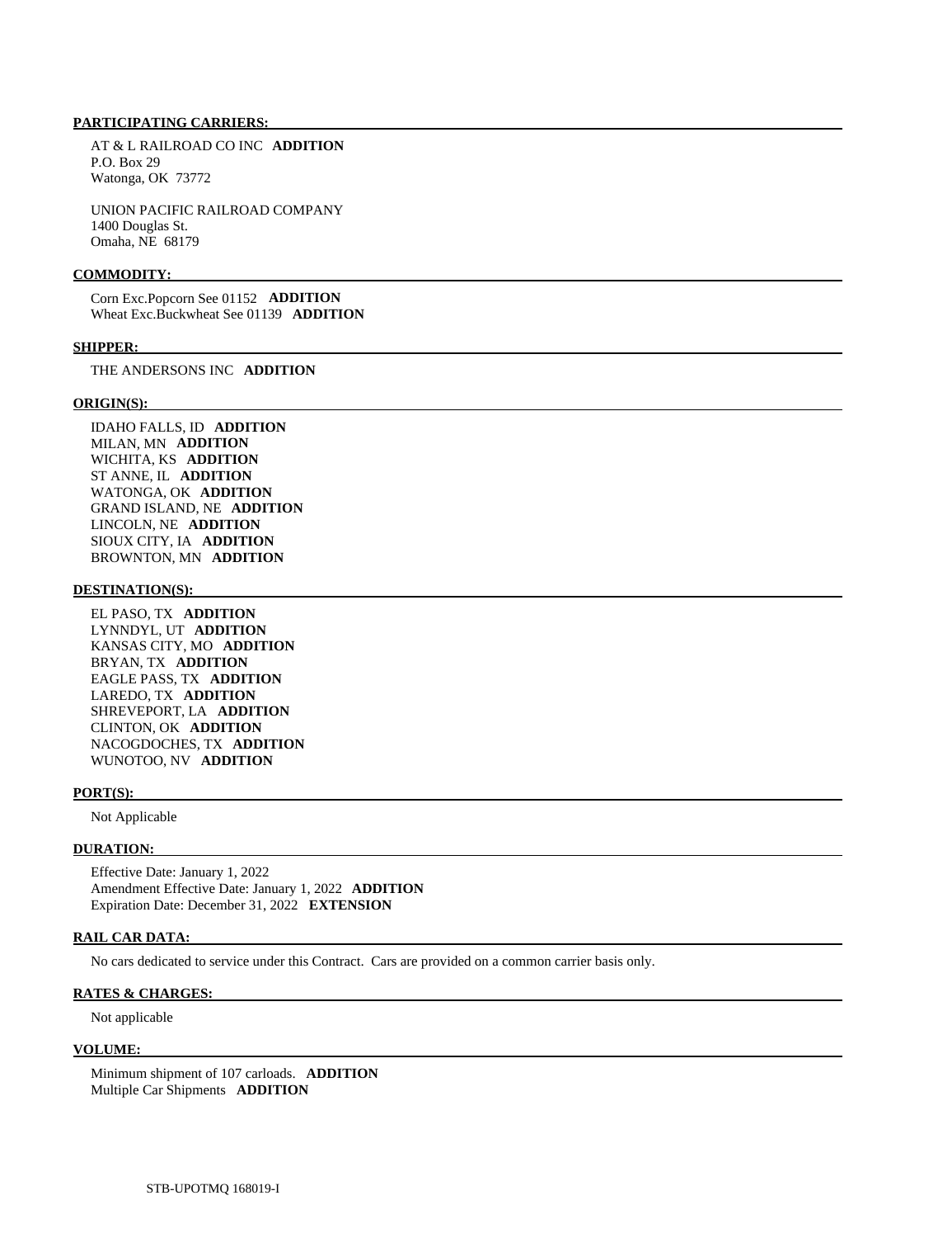**PARTICIPATING CARRIERS:**

AT & L RAILROAD CO INC **ADDITION**
P.O. Box 29
Watonga, OK 73772

UNION PACIFIC RAILROAD COMPANY
1400 Douglas St.
Omaha, NE 68179

**COMMODITY:**

Corn Exc.Popcorn See 01152 **ADDITION**
Wheat Exc.Buckwheat See 01139 **ADDITION**

**SHIPPER:**

THE ANDERSONS INC **ADDITION**

**ORIGIN(S):**

IDAHO FALLS, ID **ADDITION**
MILAN, MN **ADDITION**
WICHITA, KS **ADDITION**
ST ANNE, IL **ADDITION**
WATONGA, OK **ADDITION**
GRAND ISLAND, NE **ADDITION**
LINCOLN, NE **ADDITION**
SIOUX CITY, IA **ADDITION**
BROWNTON, MN **ADDITION**

**DESTINATION(S):**

EL PASO, TX **ADDITION**
LYNNDYL, UT **ADDITION**
KANSAS CITY, MO **ADDITION**
BRYAN, TX **ADDITION**
EAGLE PASS, TX **ADDITION**
LAREDO, TX **ADDITION**
SHREVEPORT, LA **ADDITION**
CLINTON, OK **ADDITION**
NACOGDOCHES, TX **ADDITION**
WUNOTOO, NV **ADDITION**

**PORT(S):**

Not Applicable

**DURATION:**

Effective Date: January 1, 2022
Amendment Effective Date: January 1, 2022 **ADDITION**
Expiration Date: December 31, 2022 **EXTENSION**

**RAIL CAR DATA:**

No cars dedicated to service under this Contract. Cars are provided on a common carrier basis only.

**RATES & CHARGES:**

Not applicable

**VOLUME:**

Minimum shipment of 107 carloads. **ADDITION**
Multiple Car Shipments **ADDITION**

STB-UPOTMQ 168019-I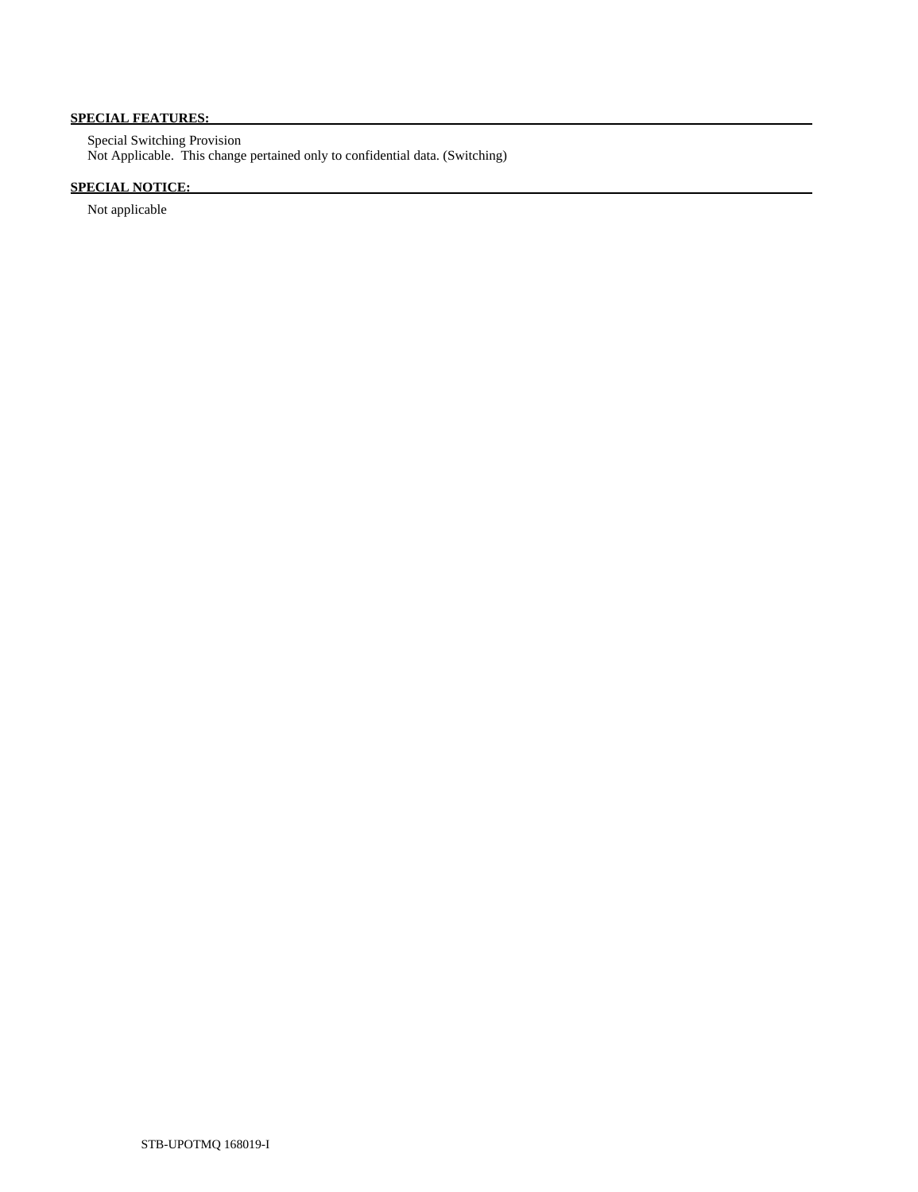**SPECIAL FEATURES:**

Special Switching Provision
Not Applicable. This change pertained only to confidential data. (Switching)

**SPECIAL NOTICE:**

Not applicable

STB-UPOTMQ 168019-I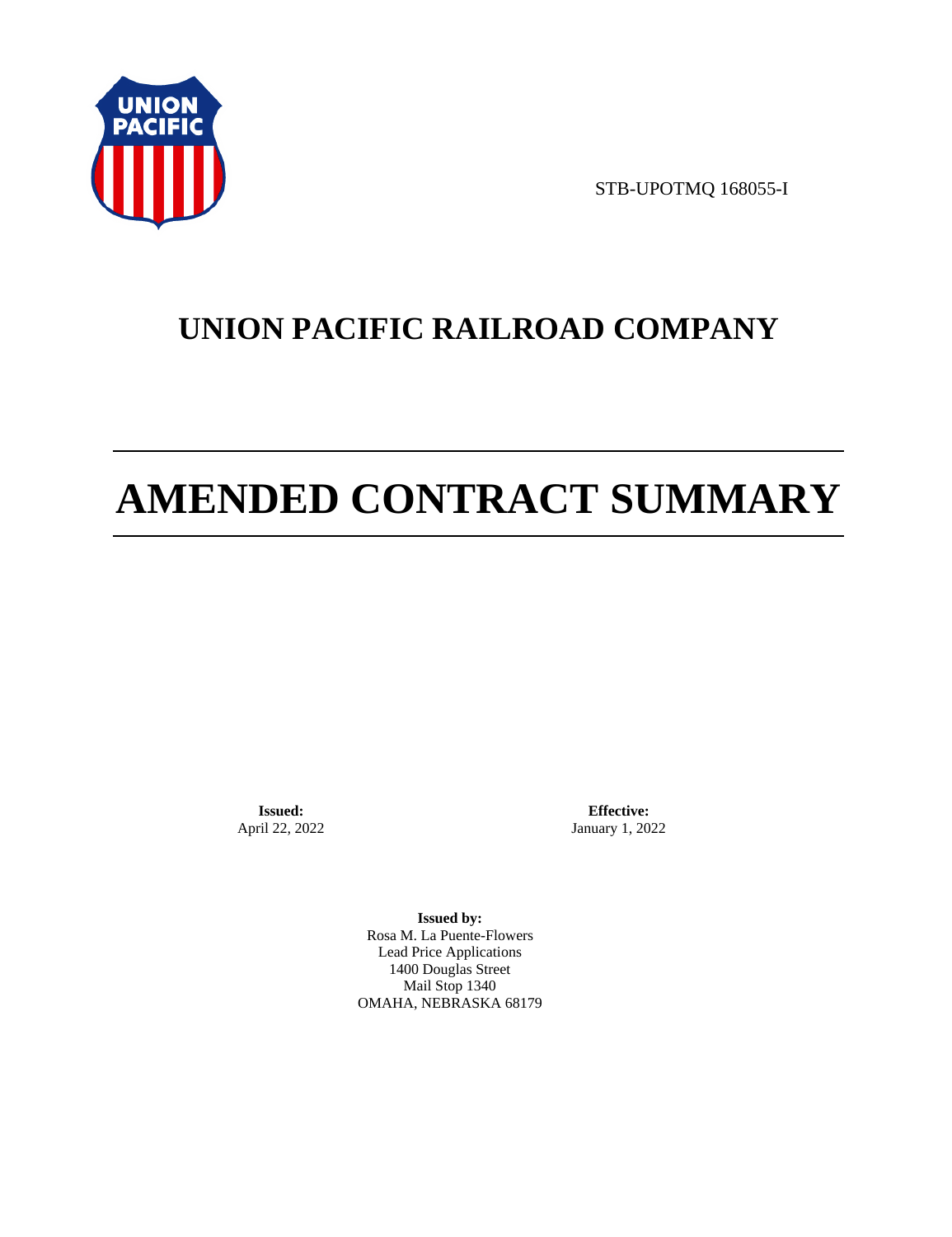STB-UPOTMQ 168055-I

# UNION PACIFIC RAILROAD COMPANY

# AMENDED CONTRACT SUMMARY

**Issued:**
April 22, 2022

**Effective:**
January 1, 2022

**Issued by:**
Rosa M. La Puente-Flowers
Lead Price Applications
1400 Douglas Street
Mail Stop 1340
OMAHA, NEBRASKA 68179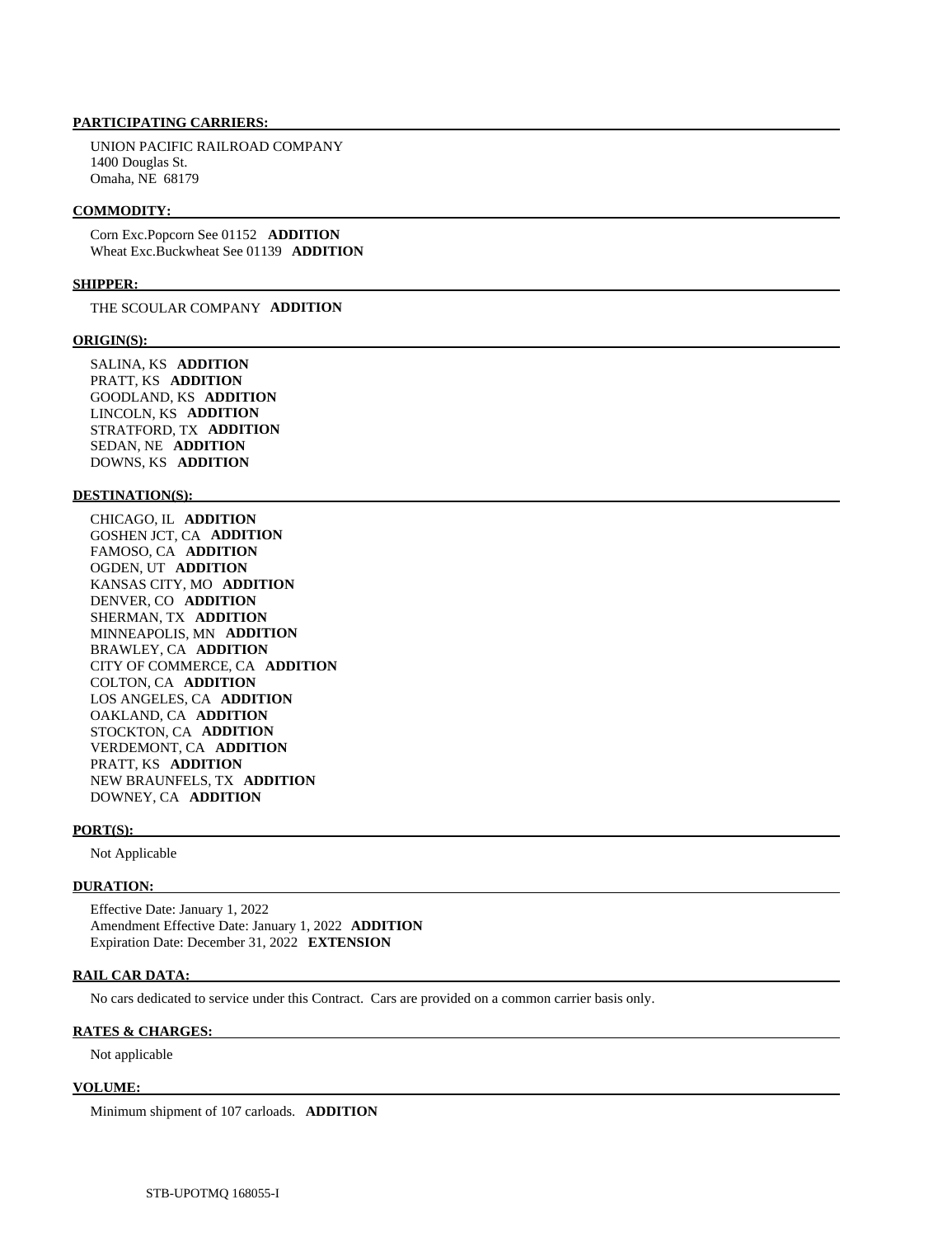**PARTICIPATING CARRIERS:**

UNION PACIFIC RAILROAD COMPANY
1400 Douglas St.
Omaha, NE 68179

**COMMODITY:**

Corn Exc.Popcorn See 01152 **ADDITION**
Wheat Exc.Buckwheat See 01139 **ADDITION**

**SHIPPER:**

THE SCOULAR COMPANY **ADDITION**

**ORIGIN(S):**

SALINA, KS **ADDITION**
PRATT, KS **ADDITION**
GOODLAND, KS **ADDITION**
LINCOLN, KS **ADDITION**
STRATFORD, TX **ADDITION**
SEDAN, NE **ADDITION**
DOWNS, KS **ADDITION**

**DESTINATION(S):**

CHICAGO, IL **ADDITION**
GOSHEN JCT, CA **ADDITION**
FAMOSO, CA **ADDITION**
OGDEN, UT **ADDITION**
KANSAS CITY, MO **ADDITION**
DENVER, CO **ADDITION**
SHERMAN, TX **ADDITION**
MINNEAPOLIS, MN **ADDITION**
BRAWLEY, CA **ADDITION**
CITY OF COMMERCE, CA **ADDITION**
COLTON, CA **ADDITION**
LOS ANGELES, CA **ADDITION**
OAKLAND, CA **ADDITION**
STOCKTON, CA **ADDITION**
VERDEMONT, CA **ADDITION**
PRATT, KS **ADDITION**
NEW BRAUNFELS, TX **ADDITION**
DOWNEY, CA **ADDITION**

**PORT(S):**

Not Applicable

**DURATION:**

Effective Date: January 1, 2022
Amendment Effective Date: January 1, 2022 **ADDITION**
Expiration Date: December 31, 2022 **EXTENSION**

**RAIL CAR DATA:**

No cars dedicated to service under this Contract. Cars are provided on a common carrier basis only.

**RATES & CHARGES:**

Not applicable

**VOLUME:**

Minimum shipment of 107 carloads. **ADDITION**

STB-UPOTMQ 168055-I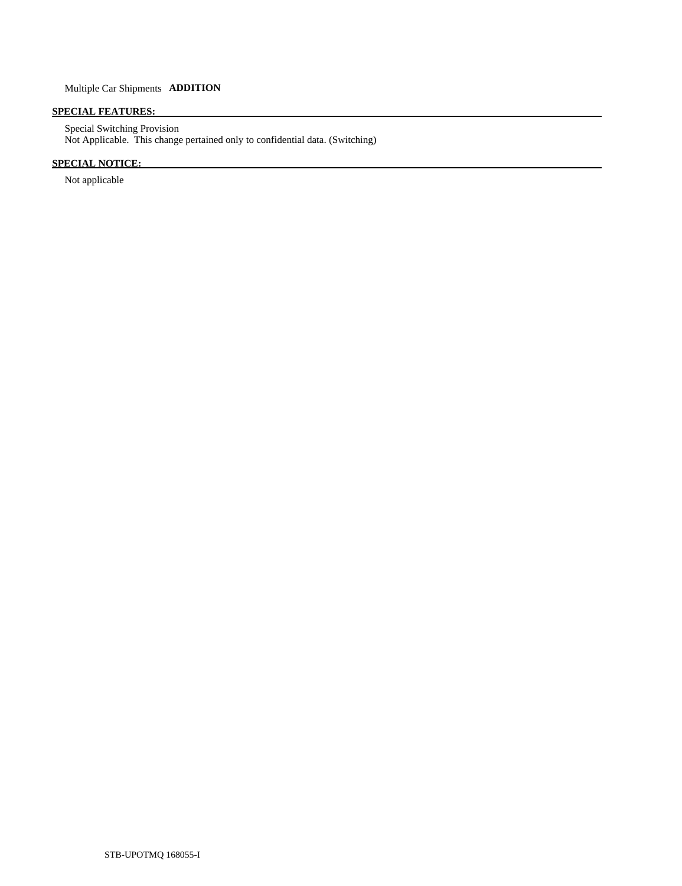Multiple Car Shipments **ADDITION**

**SPECIAL FEATURES:**

Special Switching Provision
Not Applicable.  This change pertained only to confidential data. (Switching)

**SPECIAL NOTICE:**

Not applicable

STB-UPOTMQ 168055-I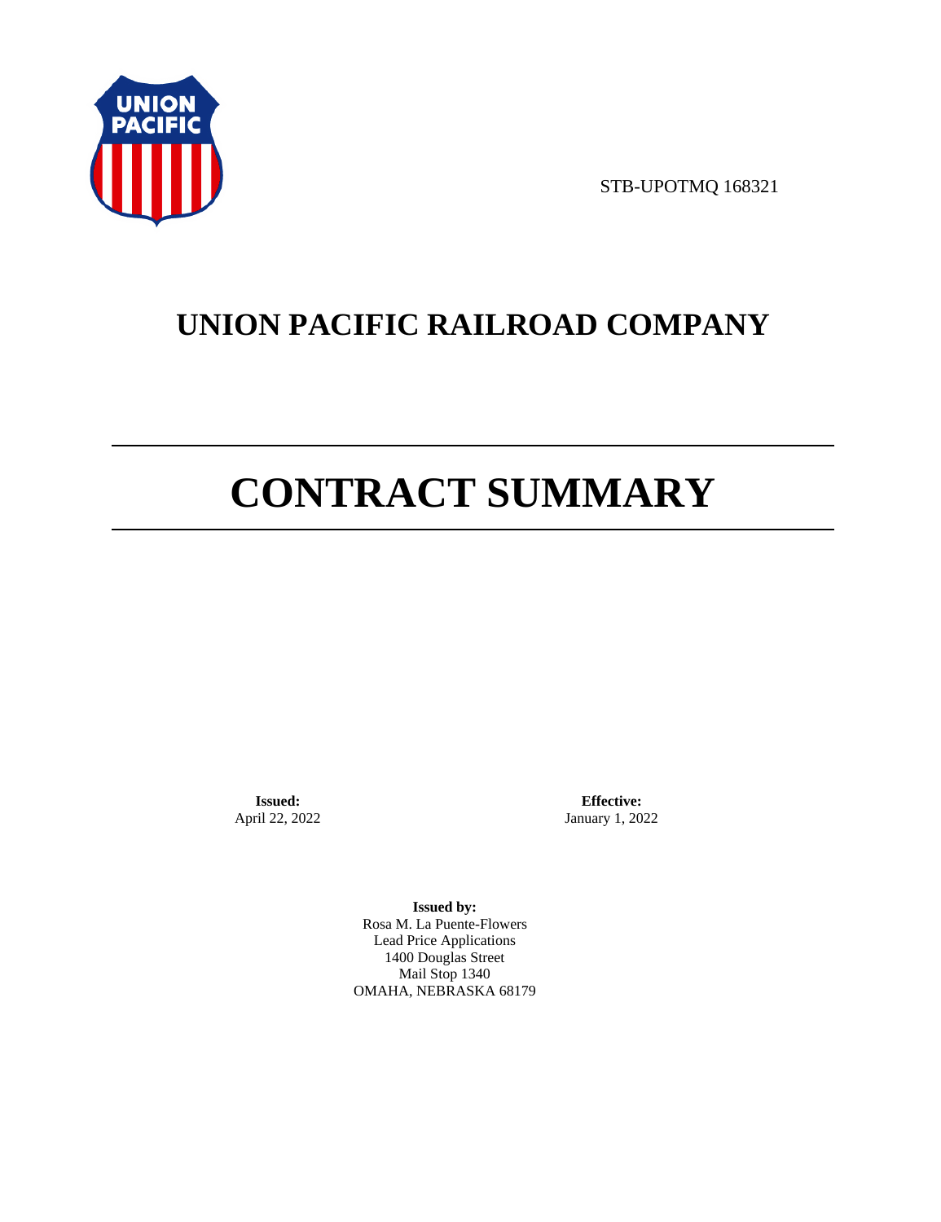STB-UPOTMQ 168321

# UNION PACIFIC RAILROAD COMPANY

# CONTRACT SUMMARY

**Issued:**
April 22, 2022

**Effective:**
January 1, 2022

**Issued by:**
Rosa M. La Puente-Flowers
Lead Price Applications
1400 Douglas Street
Mail Stop 1340
OMAHA, NEBRASKA 68179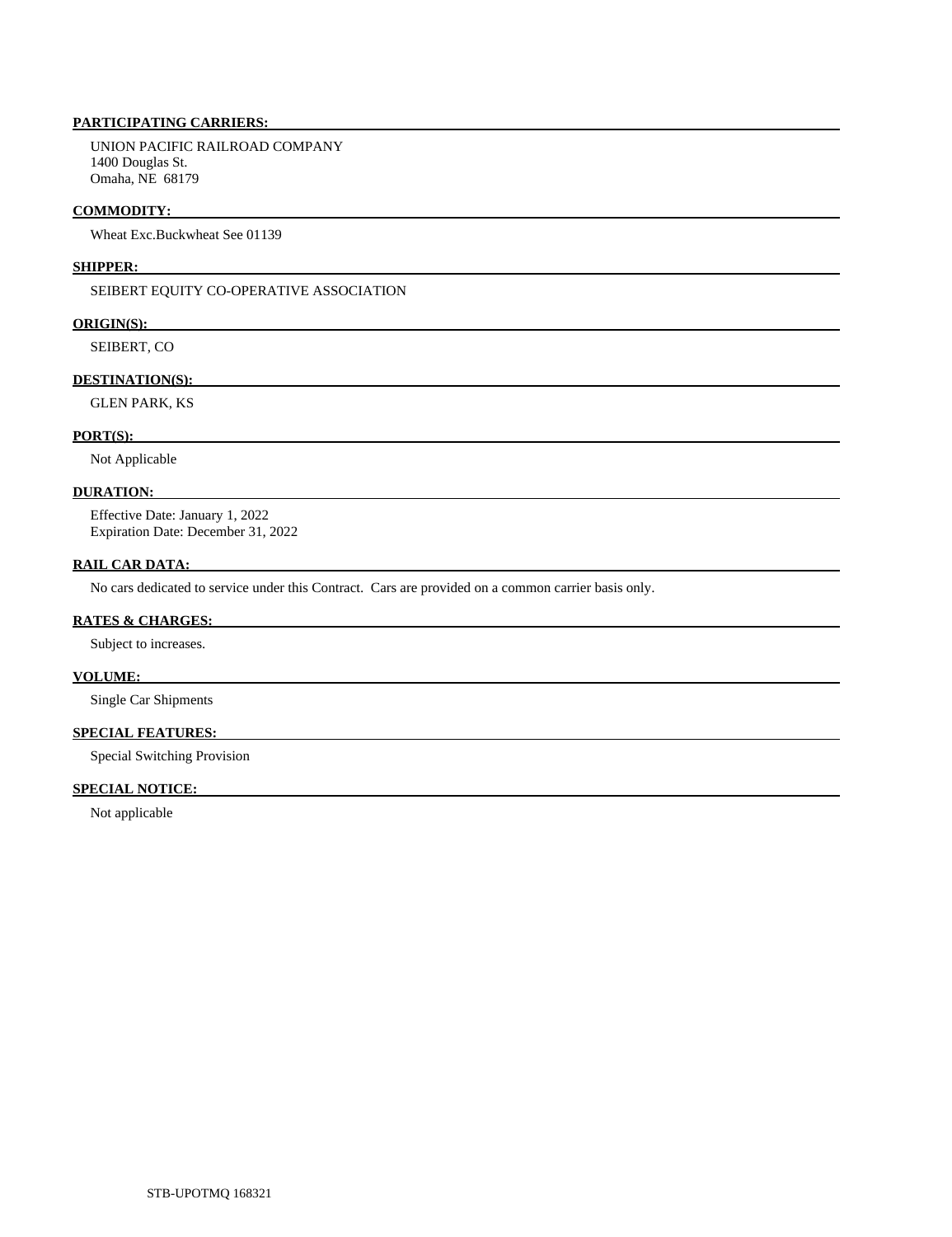**PARTICIPATING CARRIERS:**

UNION PACIFIC RAILROAD COMPANY
1400 Douglas St.
Omaha, NE 68179

**COMMODITY:**

Wheat Exc.Buckwheat See 01139

**SHIPPER:**

SEIBERT EQUITY CO-OPERATIVE ASSOCIATION

**ORIGIN(S):**

SEIBERT, CO

**DESTINATION(S):**

GLEN PARK, KS

**PORT(S):**

Not Applicable

**DURATION:**

Effective Date: January 1, 2022
Expiration Date: December 31, 2022

**RAIL CAR DATA:**

No cars dedicated to service under this Contract. Cars are provided on a common carrier basis only.

**RATES & CHARGES:**

Subject to increases.

**VOLUME:**

Single Car Shipments

**SPECIAL FEATURES:**

Special Switching Provision

**SPECIAL NOTICE:**

Not applicable

STB-UPOTMQ 168321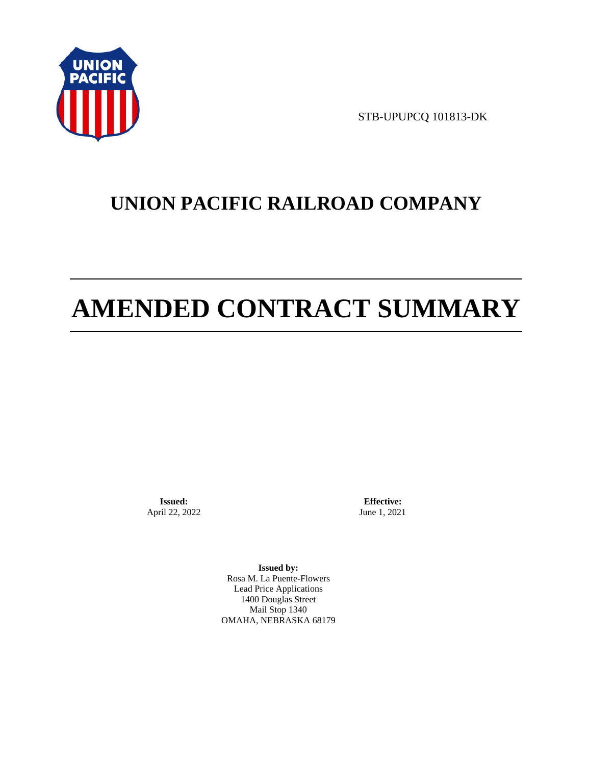STB-UPUPCQ 101813-DK

# UNION PACIFIC RAILROAD COMPANY

# AMENDED CONTRACT SUMMARY

**Issued:**
April 22, 2022

**Effective:**
June 1, 2021

**Issued by:**
Rosa M. La Puente-Flowers
Lead Price Applications
1400 Douglas Street
Mail Stop 1340
OMAHA, NEBRASKA 68179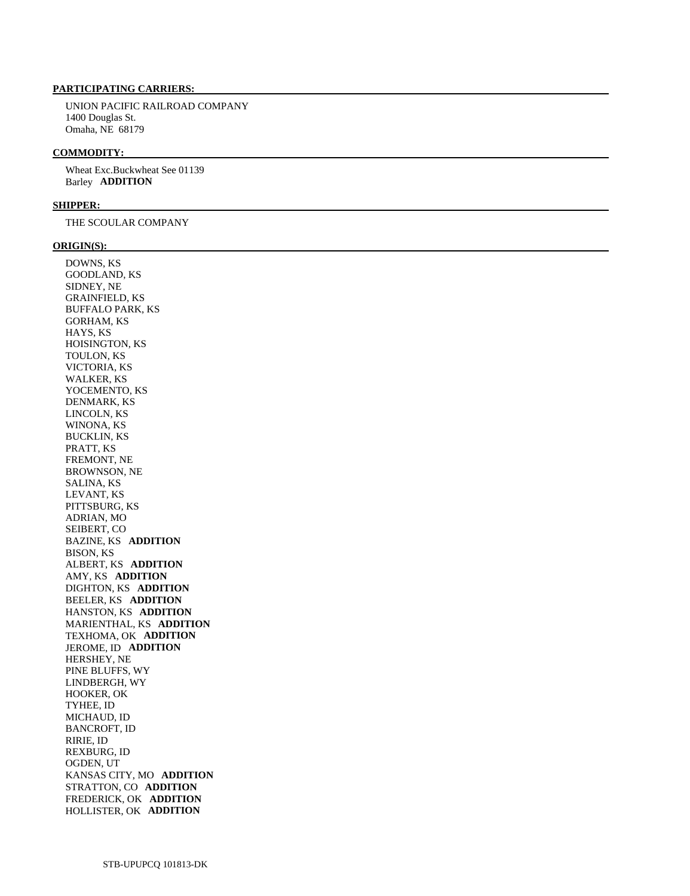**PARTICIPATING CARRIERS:**

UNION PACIFIC RAILROAD COMPANY
1400 Douglas St.
Omaha, NE 68179

**COMMODITY:**

Wheat Exc.Buckwheat See 01139
Barley **ADDITION**

**SHIPPER:**

THE SCOULAR COMPANY

**ORIGIN(S):**

DOWNS, KS
GOODLAND, KS
SIDNEY, NE
GRAINFIELD, KS
BUFFALO PARK, KS
GORHAM, KS
HAYS, KS
HOISINGTON, KS
TOULON, KS
VICTORIA, KS
WALKER, KS
YOCEMENTO, KS
DENMARK, KS
LINCOLN, KS
WINONA, KS
BUCKLIN, KS
PRATT, KS
FREMONT, NE
BROWNSON, NE
SALINA, KS
LEVANT, KS
PITTSBURG, KS
ADRIAN, MO
SEIBERT, CO
BAZINE, KS **ADDITION**
BISON, KS
ALBERT, KS **ADDITION**
AMY, KS **ADDITION**
DIGHTON, KS **ADDITION**
BEELER, KS **ADDITION**
HANSTON, KS **ADDITION**
MARIENTHAL, KS **ADDITION**
TEXHOMA, OK **ADDITION**
JEROME, ID **ADDITION**
HERSHEY, NE
PINE BLUFFS, WY
LINDBERGH, WY
HOOKER, OK
TYHEE, ID
MICHAUD, ID
BANCROFT, ID
RIRIE, ID
REXBURG, ID
OGDEN, UT
KANSAS CITY, MO **ADDITION**
STRATTON, CO **ADDITION**
FREDERICK, OK **ADDITION**
HOLLISTER, OK **ADDITION**

STB-UPUPCQ 101813-DK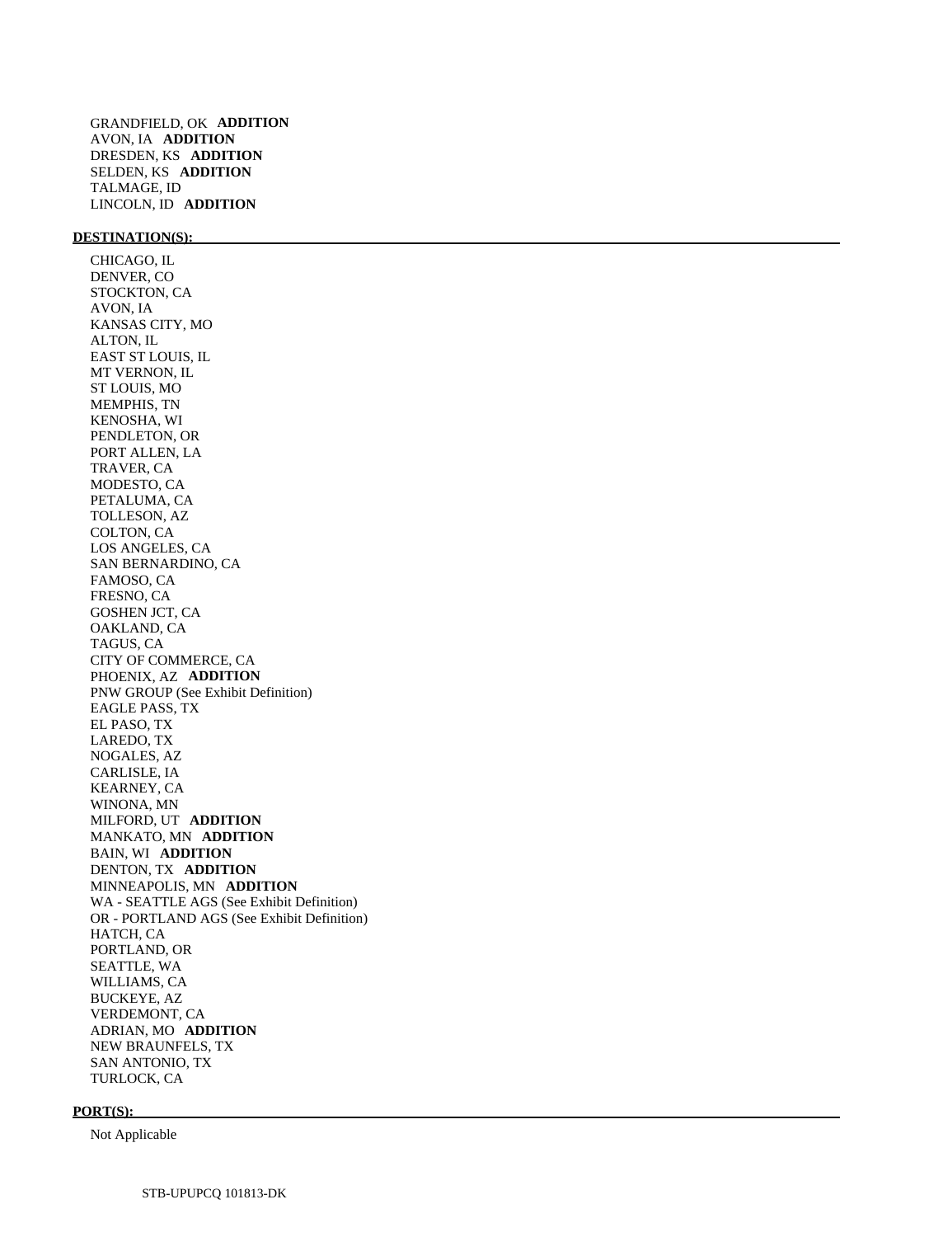GRANDFIELD, OK **ADDITION**
AVON, IA **ADDITION**
DRESDEN, KS **ADDITION**
SELDEN, KS **ADDITION**
TALMAGE, ID
LINCOLN, ID **ADDITION**

**DESTINATION(S):**

CHICAGO, IL
DENVER, CO
STOCKTON, CA
AVON, IA
KANSAS CITY, MO
ALTON, IL
EAST ST LOUIS, IL
MT VERNON, IL
ST LOUIS, MO
MEMPHIS, TN
KENOSHA, WI
PENDLETON, OR
PORT ALLEN, LA
TRAVER, CA
MODESTO, CA
PETALUMA, CA
TOLLESON, AZ
COLTON, CA
LOS ANGELES, CA
SAN BERNARDINO, CA
FAMOSO, CA
FRESNO, CA
GOSHEN JCT, CA
OAKLAND, CA
TAGUS, CA
CITY OF COMMERCE, CA
PHOENIX, AZ **ADDITION**
PNW GROUP (See Exhibit Definition)
EAGLE PASS, TX
EL PASO, TX
LAREDO, TX
NOGALES, AZ
CARLISLE, IA
KEARNEY, CA
WINONA, MN
MILFORD, UT **ADDITION**
MANKATO, MN **ADDITION**
BAIN, WI **ADDITION**
DENTON, TX **ADDITION**
MINNEAPOLIS, MN **ADDITION**
WA - SEATTLE AGS (See Exhibit Definition)
OR - PORTLAND AGS (See Exhibit Definition)
HATCH, CA
PORTLAND, OR
SEATTLE, WA
WILLIAMS, CA
BUCKEYE, AZ
VERDEMONT, CA
ADRIAN, MO **ADDITION**
NEW BRAUNFELS, TX
SAN ANTONIO, TX
TURLOCK, CA

**PORT(S):**

Not Applicable

STB-UPUPCQ 101813-DK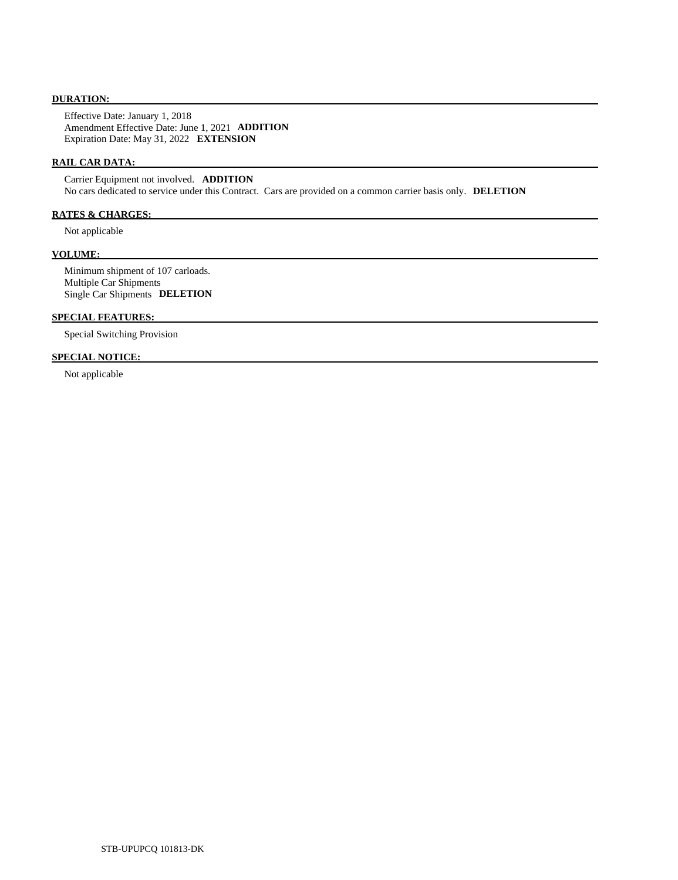**DURATION:**

Effective Date: January 1, 2018
Amendment Effective Date: June 1, 2021 **ADDITION**
Expiration Date: May 31, 2022 **EXTENSION**

**RAIL CAR DATA:**

Carrier Equipment not involved. **ADDITION**
No cars dedicated to service under this Contract. Cars are provided on a common carrier basis only. **DELETION**

**RATES & CHARGES:**

Not applicable

**VOLUME:**

Minimum shipment of 107 carloads.
Multiple Car Shipments
Single Car Shipments **DELETION**

**SPECIAL FEATURES:**

Special Switching Provision

**SPECIAL NOTICE:**

Not applicable

STB-UPUPCQ 101813-DK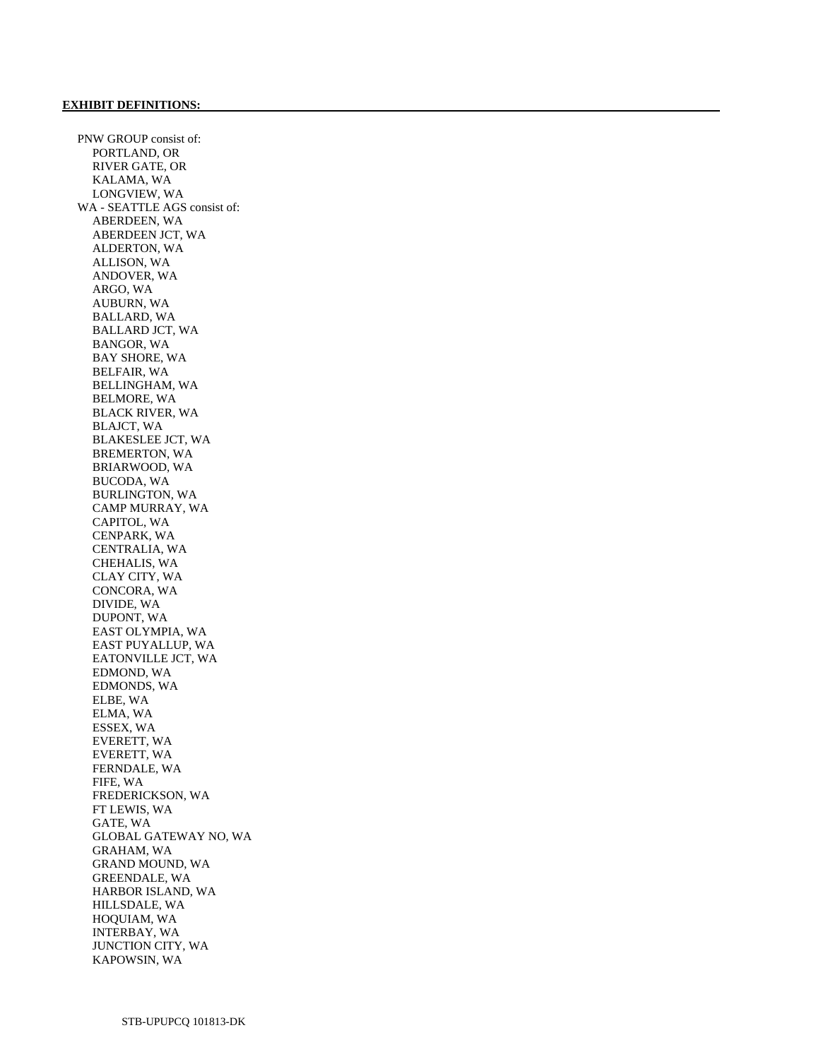**EXHIBIT DEFINITIONS:**

PNW GROUP consist of:
- PORTLAND, OR
- RIVER GATE, OR
- KALAMA, WA
- LONGVIEW, WA

WA - SEATTLE AGS consist of:
- ABERDEEN, WA
- ABERDEEN JCT, WA
- ALDERTON, WA
- ALLISON, WA
- ANDOVER, WA
- ARGO, WA
- AUBURN, WA
- BALLARD, WA
- BALLARD JCT, WA
- BANGOR, WA
- BAY SHORE, WA
- BELFAIR, WA
- BELLINGHAM, WA
- BELMORE, WA
- BLACK RIVER, WA
- BLAJCT, WA
- BLAKESLEE JCT, WA
- BREMERTON, WA
- BRIARWOOD, WA
- BUCODA, WA
- BURLINGTON, WA
- CAMP MURRAY, WA
- CAPITOL, WA
- CENPARK, WA
- CENTRALIA, WA
- CHEHALIS, WA
- CLAY CITY, WA
- CONCORA, WA
- DIVIDE, WA
- DUPONT, WA
- EAST OLYMPIA, WA
- EAST PUYALLUP, WA
- EATONVILLE JCT, WA
- EDMOND, WA
- EDMONDS, WA
- ELBE, WA
- ELMA, WA
- ESSEX, WA
- EVERETT, WA
- EVERETT, WA
- FERNDALE, WA
- FIFE, WA
- FREDERICKSON, WA
- FT LEWIS, WA
- GATE, WA
- GLOBAL GATEWAY NO, WA
- GRAHAM, WA
- GRAND MOUND, WA
- GREENDALE, WA
- HARBOR ISLAND, WA
- HILLSDALE, WA
- HOQUIAM, WA
- INTERBAY, WA
- JUNCTION CITY, WA
- KAPOWSIN, WA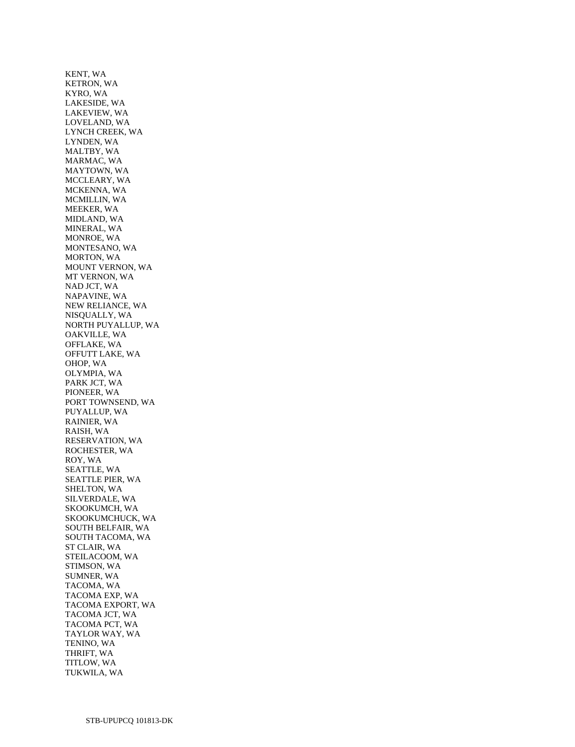KENT, WA
KETRON, WA
KYRO, WA
LAKESIDE, WA
LAKEVIEW, WA
LOVELAND, WA
LYNCH CREEK, WA
LYNDEN, WA
MALTBY, WA
MARMAC, WA
MAYTOWN, WA
MCCLEARY, WA
MCKENNA, WA
MCMILLIN, WA
MEEKER, WA
MIDLAND, WA
MINERAL, WA
MONROE, WA
MONTESANO, WA
MORTON, WA
MOUNT VERNON, WA
MT VERNON, WA
NAD JCT, WA
NAPAVINE, WA
NEW RELIANCE, WA
NISQUALLY, WA
NORTH PUYALLUP, WA
OAKVILLE, WA
OFFLAKE, WA
OFFUTT LAKE, WA
OHOP, WA
OLYMPIA, WA
PARK JCT, WA
PIONEER, WA
PORT TOWNSEND, WA
PUYALLUP, WA
RAINIER, WA
RAISH, WA
RESERVATION, WA
ROCHESTER, WA
ROY, WA
SEATTLE, WA
SEATTLE PIER, WA
SHELTON, WA
SILVERDALE, WA
SKOOKUMCH, WA
SKOOKUMCHUCK, WA
SOUTH BELFAIR, WA
SOUTH TACOMA, WA
ST CLAIR, WA
STEILACOOM, WA
STIMSON, WA
SUMNER, WA
TACOMA, WA
TACOMA EXP, WA
TACOMA EXPORT, WA
TACOMA JCT, WA
TACOMA PCT, WA
TAYLOR WAY, WA
TENINO, WA
THRIFT, WA
TITLOW, WA
TUKWILA, WA

STB-UPUPCQ 101813-DK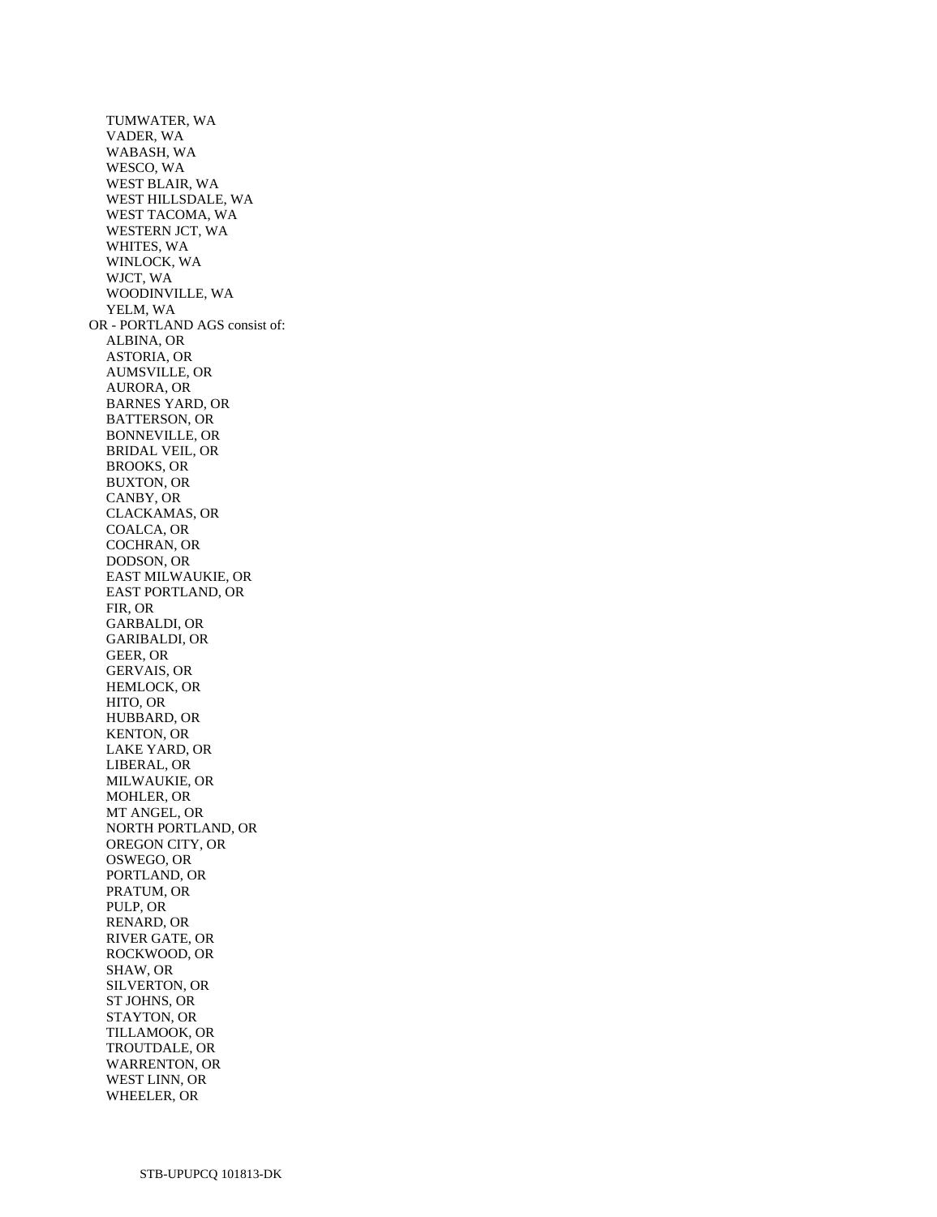- TUMWATER, WA
- VADER, WA
- WABASH, WA
- WESCO, WA
- WEST BLAIR, WA
- WEST HILLSDALE, WA
- WEST TACOMA, WA
- WESTERN JCT, WA
- WHITES, WA
- WINLOCK, WA
- WJCT, WA
- WOODINVILLE, WA
- YELM, WA

OR - PORTLAND AGS consist of:

- ALBINA, OR
- ASTORIA, OR
- AUMSVILLE, OR
- AURORA, OR
- BARNES YARD, OR
- BATTERSON, OR
- BONNEVILLE, OR
- BRIDAL VEIL, OR
- BROOKS, OR
- BUXTON, OR
- CANBY, OR
- CLACKAMAS, OR
- COALCA, OR
- COCHRAN, OR
- DODSON, OR
- EAST MILWAUKIE, OR
- EAST PORTLAND, OR
- FIR, OR
- GARBALDI, OR
- GARIBALDI, OR
- GEER, OR
- GERVAIS, OR
- HEMLOCK, OR
- HITO, OR
- HUBBARD, OR
- KENTON, OR
- LAKE YARD, OR
- LIBERAL, OR
- MILWAUKIE, OR
- MOHLER, OR
- MT ANGEL, OR
- NORTH PORTLAND, OR
- OREGON CITY, OR
- OSWEGO, OR
- PORTLAND, OR
- PRATUM, OR
- PULP, OR
- RENARD, OR
- RIVER GATE, OR
- ROCKWOOD, OR
- SHAW, OR
- SILVERTON, OR
- ST JOHNS, OR
- STAYTON, OR
- TILLAMOOK, OR
- TROUTDALE, OR
- WARRENTON, OR
- WEST LINN, OR
- WHEELER, OR

STB-UPUPCQ 101813-DK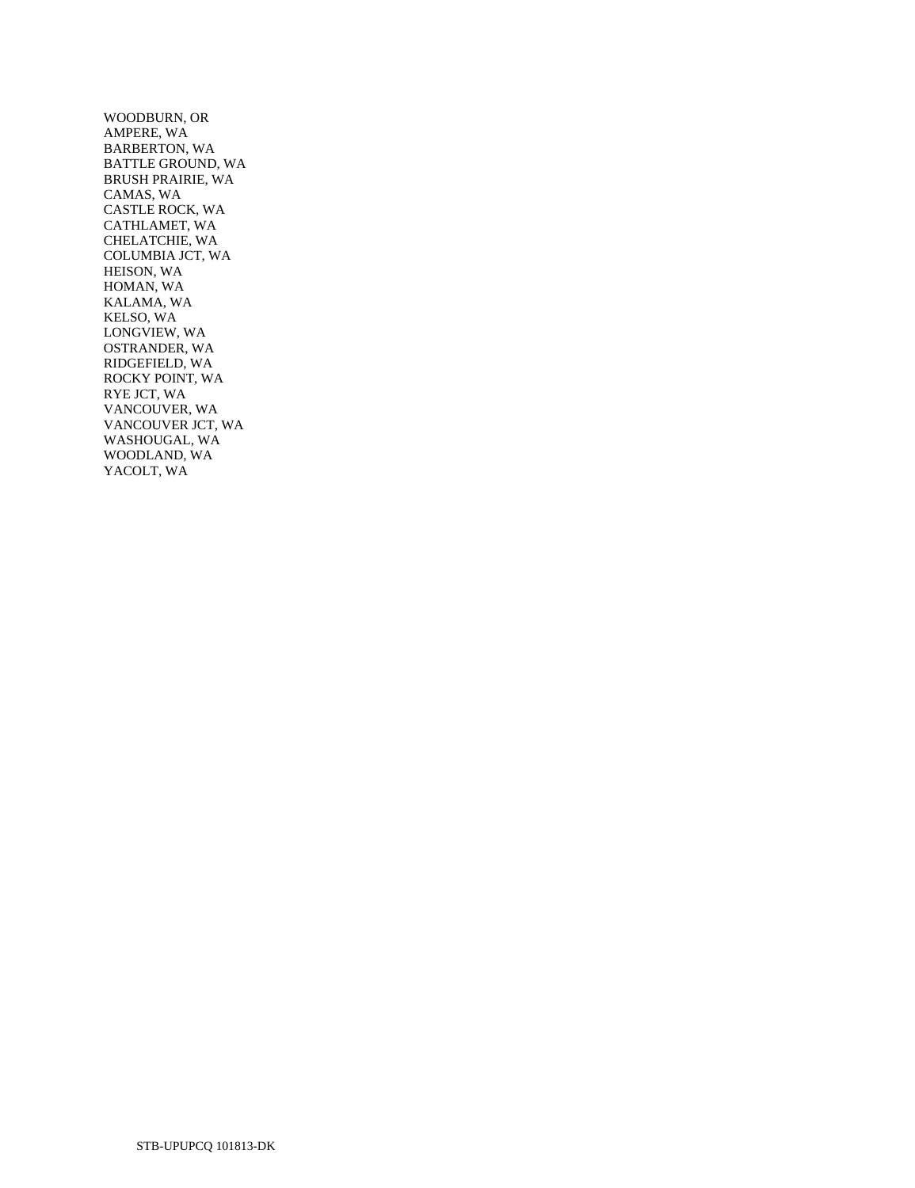WOODBURN, OR
AMPERE, WA
BARBERTON, WA
BATTLE GROUND, WA
BRUSH PRAIRIE, WA
CAMAS, WA
CASTLE ROCK, WA
CATHLAMET, WA
CHELATCHIE, WA
COLUMBIA JCT, WA
HEISON, WA
HOMAN, WA
KALAMA, WA
KELSO, WA
LONGVIEW, WA
OSTRANDER, WA
RIDGEFIELD, WA
ROCKY POINT, WA
RYE JCT, WA
VANCOUVER, WA
VANCOUVER JCT, WA
WASHOUGAL, WA
WOODLAND, WA
YACOLT, WA

STB-UPUPCQ 101813-DK